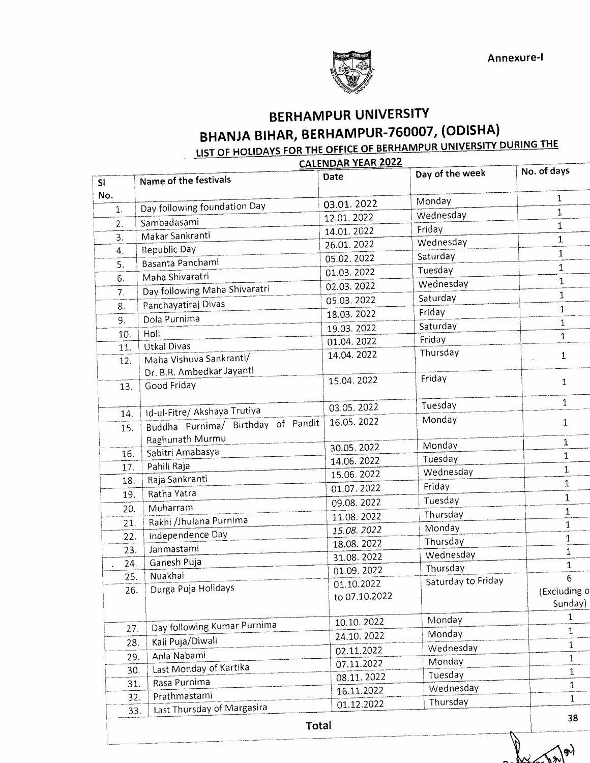Annexure-I

# BERHAMPUR UNIVERSITY

## BHANJA BIHAR, BERHAMPUR-760007, (ODISHA)

### LIST OF HOLIDAYS FOR THE OFFICE OF BERHAMPUR UNIVERSITY DURING THE CALENDAR YEAR 2022

| Sl No. | Name of the festivals | Date | Day of the week | No. of days |
|---|---|---|---|---|
| 1. | Day following foundation Day | 03.01. 2022 | Monday | 1 |
| 2. | Sambadasami | 12.01. 2022 | Wednesday | 1 |
| 3. | Makar Sankranti | 14.01. 2022 | Friday | 1 |
| 4. | Republic Day | 26.01. 2022 | Wednesday | 1 |
| 5. | Basanta Panchami | 05.02. 2022 | Saturday | 1 |
| 6. | Maha Shivaratri | 01.03. 2022 | Tuesday | 1 |
| 7. | Day following Maha Shivaratri | 02.03. 2022 | Wednesday | 1 |
| 8. | Panchayatiraj Divas | 05.03. 2022 | Saturday | 1 |
| 9. | Dola Purnima | 18.03. 2022 | Friday | 1 |
| 10. | Holi | 19.03. 2022 | Saturday | 1 |
| 11. | Utkal Divas | 01.04. 2022 | Friday | 1 |
| 12. | Maha Vishuva Sankranti/ Dr. B.R. Ambedkar Jayanti | 14.04. 2022 | Thursday | 1 |
| 13. | Good Friday | 15.04. 2022 | Friday | 1 |
| 14. | Id-ul-Fitre/ Akshaya Trutiya | 03.05. 2022 | Tuesday | 1 |
| 15. | Buddha Purnima/ Birthday of Pandit Raghunath Murmu | 16.05. 2022 | Monday | 1 |
| 16. | Sabitri Amabasya | 30.05. 2022 | Monday | 1 |
| 17. | Pahili Raja | 14.06. 2022 | Tuesday | 1 |
| 18. | Raja Sankranti | 15.06. 2022 | Wednesday | 1 |
| 19. | Ratha Yatra | 01.07. 2022 | Friday | 1 |
| 20. | Muharram | 09.08. 2022 | Tuesday | 1 |
| 21. | Rakhi /Jhulana Purnima | 11.08. 2022 | Thursday | 1 |
| 22. | Independence Day | *15.08. 2022* | Monday | 1 |
| 23. | Janmastami | 18.08. 2022 | Thursday | 1 |
| 24. | Ganesh Puja | 31.08. 2022 | Wednesday | 1 |
| 25. | Nuakhai | 01.09. 2022 | Thursday | 1 |
| 26. | Durga Puja Holidays | 01.10.2022 to 07.10.2022 | Saturday to Friday | 6 (Excluding of Sunday) |
| 27. | Day following Kumar Purnima | 10.10. 2022 | Monday | 1 |
| 28. | Kali Puja/Diwali | 24.10. 2022 | Monday | 1 |
| 29. | Anla Nabami | 02.11.2022 | Wednesday | 1 |
| 30. | Last Monday of Kartika | 07.11.2022 | Monday | 1 |
| 31. | Rasa Purnima | 08.11. 2022 | Tuesday | 1 |
| 32. | Prathmastami | 16.11.2022 | Wednesday | 1 |
| 33. | Last Thursday of Margasira | 01.12.2022 | Thursday | 1 |
| | **Total** | | | **38** |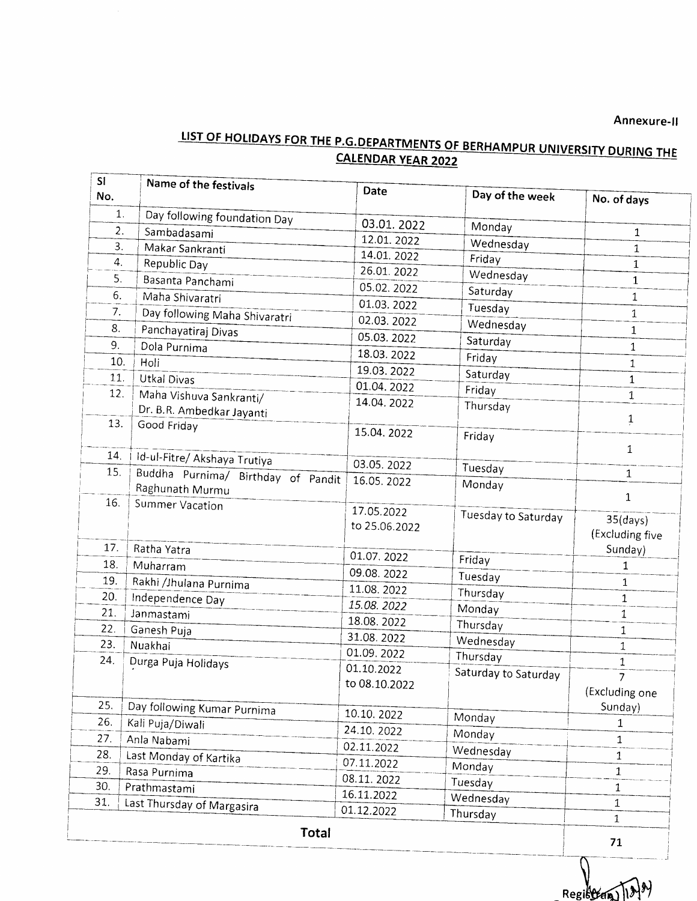Annexure-II

## LIST OF HOLIDAYS FOR THE P.G.DEPARTMENTS OF BERHAMPUR UNIVERSITY DURING THE CALENDAR YEAR 2022

| Sl No. | Name of the festivals | Date | Day of the week | No. of days |
|---|---|---|---|---|
| 1. | Day following foundation Day | 03.01. 2022 | Monday | 1 |
| 2. | Sambadasami | 12.01. 2022 | Wednesday | 1 |
| 3. | Makar Sankranti | 14.01. 2022 | Friday | 1 |
| 4. | Republic Day | 26.01. 2022 | Wednesday | 1 |
| 5. | Basanta Panchami | 05.02. 2022 | Saturday | 1 |
| 6. | Maha Shivaratri | 01.03. 2022 | Tuesday | 1 |
| 7. | Day following Maha Shivaratri | 02.03. 2022 | Wednesday | 1 |
| 8. | Panchayatiraj Divas | 05.03. 2022 | Saturday | 1 |
| 9. | Dola Purnima | 18.03. 2022 | Friday | 1 |
| 10. | Holi | 19.03. 2022 | Saturday | 1 |
| 11. | Utkal Divas | 01.04. 2022 | Friday | 1 |
| 12. | Maha Vishuva Sankranti/ Dr. B.R. Ambedkar Jayanti | 14.04. 2022 | Thursday | 1 |
| 13. | Good Friday | 15.04. 2022 | Friday | 1 |
| 14. | Id-ul-Fitre/ Akshaya Trutiya | 03.05. 2022 | Tuesday | 1 |
| 15. | Buddha Purnima/ Birthday of Pandit Raghunath Murmu | 16.05. 2022 | Monday | 1 |
| 16. | Summer Vacation | 17.05.2022 to 25.06.2022 | Tuesday to Saturday | 35(days) (Excluding five Sunday) |
| 17. | Ratha Yatra | 01.07. 2022 | Friday | 1 |
| 18. | Muharram | 09.08. 2022 | Tuesday | 1 |
| 19. | Rakhi /Jhulana Purnima | 11.08. 2022 | Thursday | 1 |
| 20. | Independence Day | 15.08. 2022 | Monday | 1 |
| 21. | Janmastami | 18.08. 2022 | Thursday | 1 |
| 22. | Ganesh Puja | 31.08. 2022 | Wednesday | 1 |
| 23. | Nuakhai | 01.09. 2022 | Thursday | 1 |
| 24. | Durga Puja Holidays | 01.10.2022 to 08.10.2022 | Saturday to Saturday | 7 (Excluding one Sunday) |
| 25. | Day following Kumar Purnima | 10.10. 2022 | Monday | 1 |
| 26. | Kali Puja/Diwali | 24.10. 2022 | Monday | 1 |
| 27. | Anla Nabami | 02.11.2022 | Wednesday | 1 |
| 28. | Last Monday of Kartika | 07.11.2022 | Monday | 1 |
| 29. | Rasa Purnima | 08.11. 2022 | Tuesday | 1 |
| 30. | Prathmastami | 16.11.2022 | Wednesday | 1 |
| 31. | Last Thursday of Margasira | 01.12.2022 | Thursday | 1 |
| | **Total** | | | 71 |

Registrar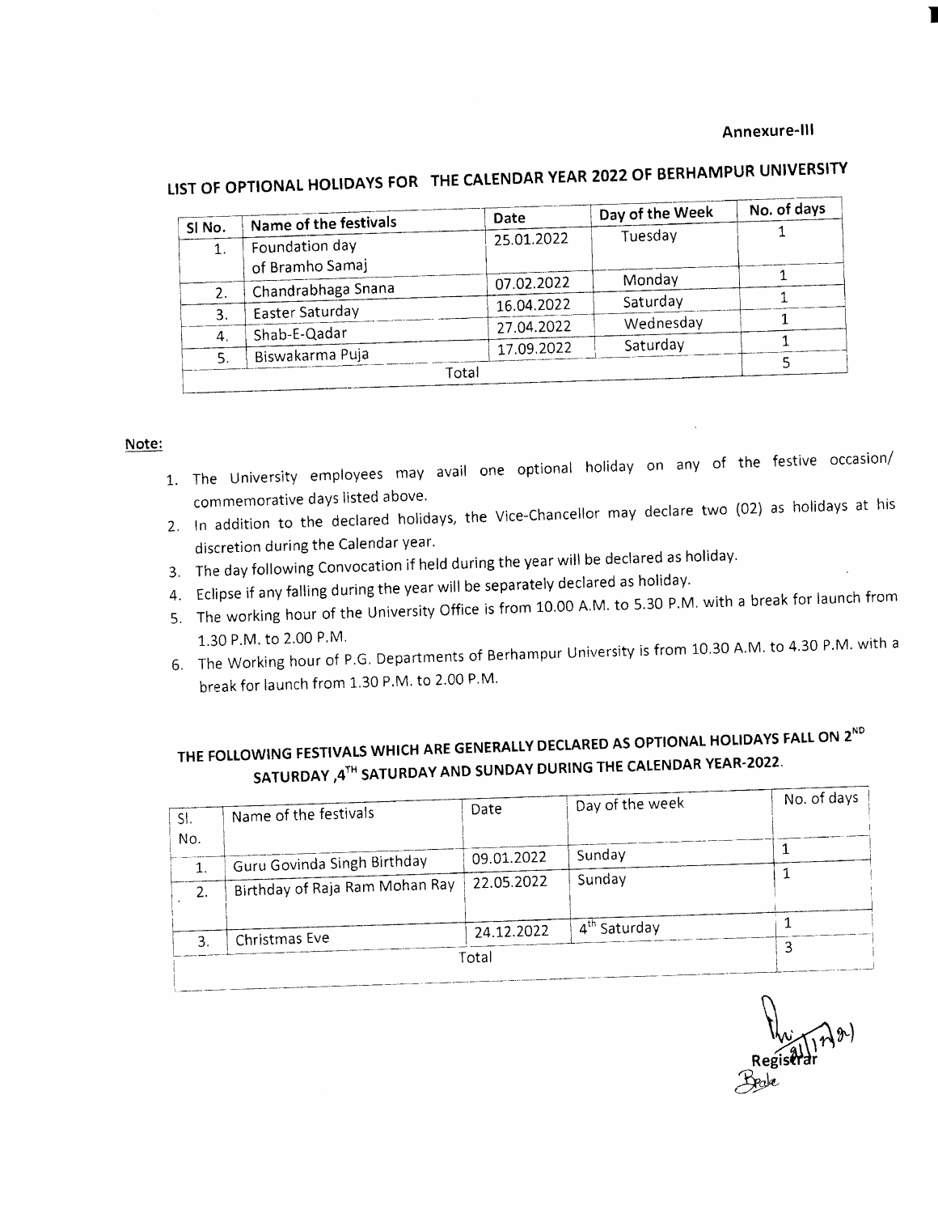**Annexure-III**

## LIST OF OPTIONAL HOLIDAYS FOR THE CALENDAR YEAR 2022 OF BERHAMPUR UNIVERSITY

| Sl No. | Name of the festivals | Date | Day of the Week | No. of days |
|---|---|---|---|---|
| 1. | Foundation day of Bramho Samaj | 25.01.2022 | Tuesday | 1 |
| 2. | Chandrabhaga Snana | 07.02.2022 | Monday | 1 |
| 3. | Easter Saturday | 16.04.2022 | Saturday | 1 |
| 4. | Shab-E-Qadar | 27.04.2022 | Wednesday | 1 |
| 5. | Biswakarma Puja | 17.09.2022 | Saturday | 1 |
| | Total | | | 5 |

**Note:**

1. The University employees may avail one optional holiday on any of the festive occasion/ commemorative days listed above.
2. In addition to the declared holidays, the Vice-Chancellor may declare two (02) as holidays at his discretion during the Calendar year.
3. The day following Convocation if held during the year will be declared as holiday.
4. Eclipse if any falling during the year will be separately declared as holiday.
5. The working hour of the University Office is from 10.00 A.M. to 5.30 P.M. with a break for launch from 1.30 P.M. to 2.00 P.M.
6. The Working hour of P.G. Departments of Berhampur University is from 10.30 A.M. to 4.30 P.M. with a break for launch from 1.30 P.M. to 2.00 P.M.

## THE FOLLOWING FESTIVALS WHICH ARE GENERALLY DECLARED AS OPTIONAL HOLIDAYS FALL ON 2ND SATURDAY ,4TH SATURDAY AND SUNDAY DURING THE CALENDAR YEAR-2022.

| Sl. No. | Name of the festivals | Date | Day of the week | No. of days |
|---|---|---|---|---|
| 1. | Guru Govinda Singh Birthday | 09.01.2022 | Sunday | 1 |
| 2. | Birthday of Raja Ram Mohan Ray | 22.05.2022 | Sunday | 1 |
| 3. | Christmas Eve | 24.12.2022 | 4th Saturday | 1 |
| | Total | | | 3 |

Registrar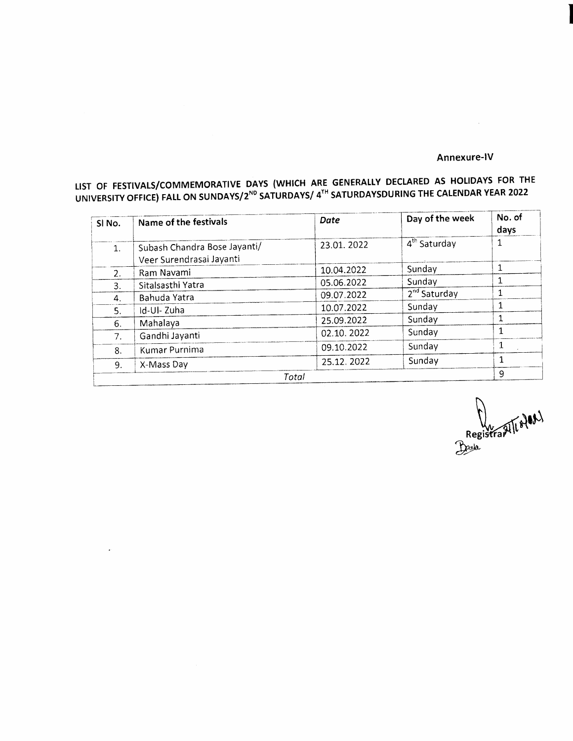**Annexure-IV**

**LIST OF FESTIVALS/COMMEMORATIVE DAYS (WHICH ARE GENERALLY DECLARED AS HOLIDAYS FOR THE UNIVERSITY OFFICE) FALL ON SUNDAYS/2ND SATURDAYS/ 4TH SATURDAYSDURING THE CALENDAR YEAR 2022**

| Sl No. | Name of the festivals | *Date* | Day of the week | No. of days |
|---|---|---|---|---|
| 1. | Subash Chandra Bose Jayanti/ Veer Surendrasai Jayanti | 23.01. 2022 | 4th Saturday | 1 |
| 2. | Ram Navami | 10.04.2022 | Sunday | 1 |
| 3. | Sitalsasthi Yatra | 05.06.2022 | Sunday | 1 |
| 4. | Bahuda Yatra | 09.07.2022 | 2nd Saturday | 1 |
| 5. | Id-Ul- Zuha | 10.07.2022 | Sunday | 1 |
| 6. | Mahalaya | 25.09.2022 | Sunday | 1 |
| 7. | Gandhi Jayanti | 02.10. 2022 | Sunday | 1 |
| 8. | Kumar Purnima | 09.10.2022 | Sunday | 1 |
| 9. | X-Mass Day | 25.12. 2022 | Sunday | 1 |
| | *Total* | | | 9 |

Registrar